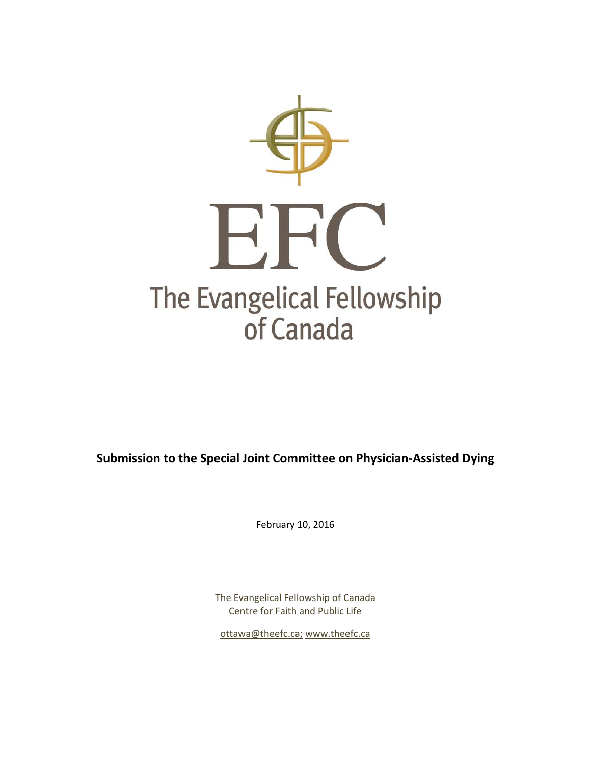# EFC

# The Evangelical Fellowship of Canada

**Submission to the Special Joint Committee on Physician-Assisted Dying**

February 10, 2016

The Evangelical Fellowship of Canada
Centre for Faith and Public Life

ottawa@theefc.ca; www.theefc.ca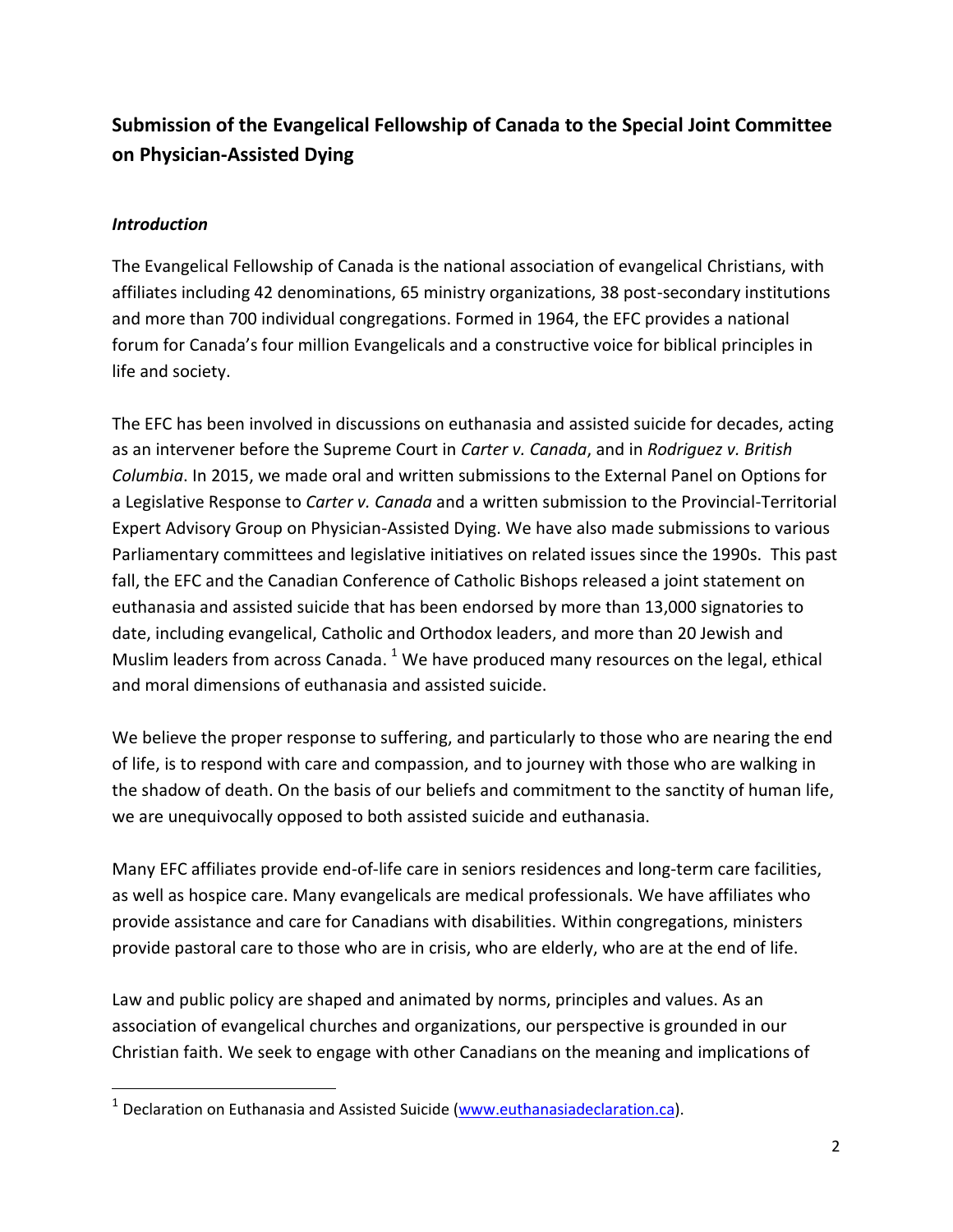## Submission of the Evangelical Fellowship of Canada to the Special Joint Committee on Physician-Assisted Dying

### *Introduction*

The Evangelical Fellowship of Canada is the national association of evangelical Christians, with affiliates including 42 denominations, 65 ministry organizations, 38 post-secondary institutions and more than 700 individual congregations. Formed in 1964, the EFC provides a national forum for Canada's four million Evangelicals and a constructive voice for biblical principles in life and society.

The EFC has been involved in discussions on euthanasia and assisted suicide for decades, acting as an intervener before the Supreme Court in *Carter v. Canada*, and in *Rodriguez v. British Columbia*. In 2015, we made oral and written submissions to the External Panel on Options for a Legislative Response to *Carter v. Canada* and a written submission to the Provincial-Territorial Expert Advisory Group on Physician-Assisted Dying. We have also made submissions to various Parliamentary committees and legislative initiatives on related issues since the 1990s. This past fall, the EFC and the Canadian Conference of Catholic Bishops released a joint statement on euthanasia and assisted suicide that has been endorsed by more than 13,000 signatories to date, including evangelical, Catholic and Orthodox leaders, and more than 20 Jewish and Muslim leaders from across Canada. [1] We have produced many resources on the legal, ethical and moral dimensions of euthanasia and assisted suicide.

We believe the proper response to suffering, and particularly to those who are nearing the end of life, is to respond with care and compassion, and to journey with those who are walking in the shadow of death. On the basis of our beliefs and commitment to the sanctity of human life, we are unequivocally opposed to both assisted suicide and euthanasia.

Many EFC affiliates provide end-of-life care in seniors residences and long-term care facilities, as well as hospice care. Many evangelicals are medical professionals. We have affiliates who provide assistance and care for Canadians with disabilities. Within congregations, ministers provide pastoral care to those who are in crisis, who are elderly, who are at the end of life.

Law and public policy are shaped and animated by norms, principles and values. As an association of evangelical churches and organizations, our perspective is grounded in our Christian faith. We seek to engage with other Canadians on the meaning and implications of

---

[1] Declaration on Euthanasia and Assisted Suicide (www.euthanasiadeclaration.ca).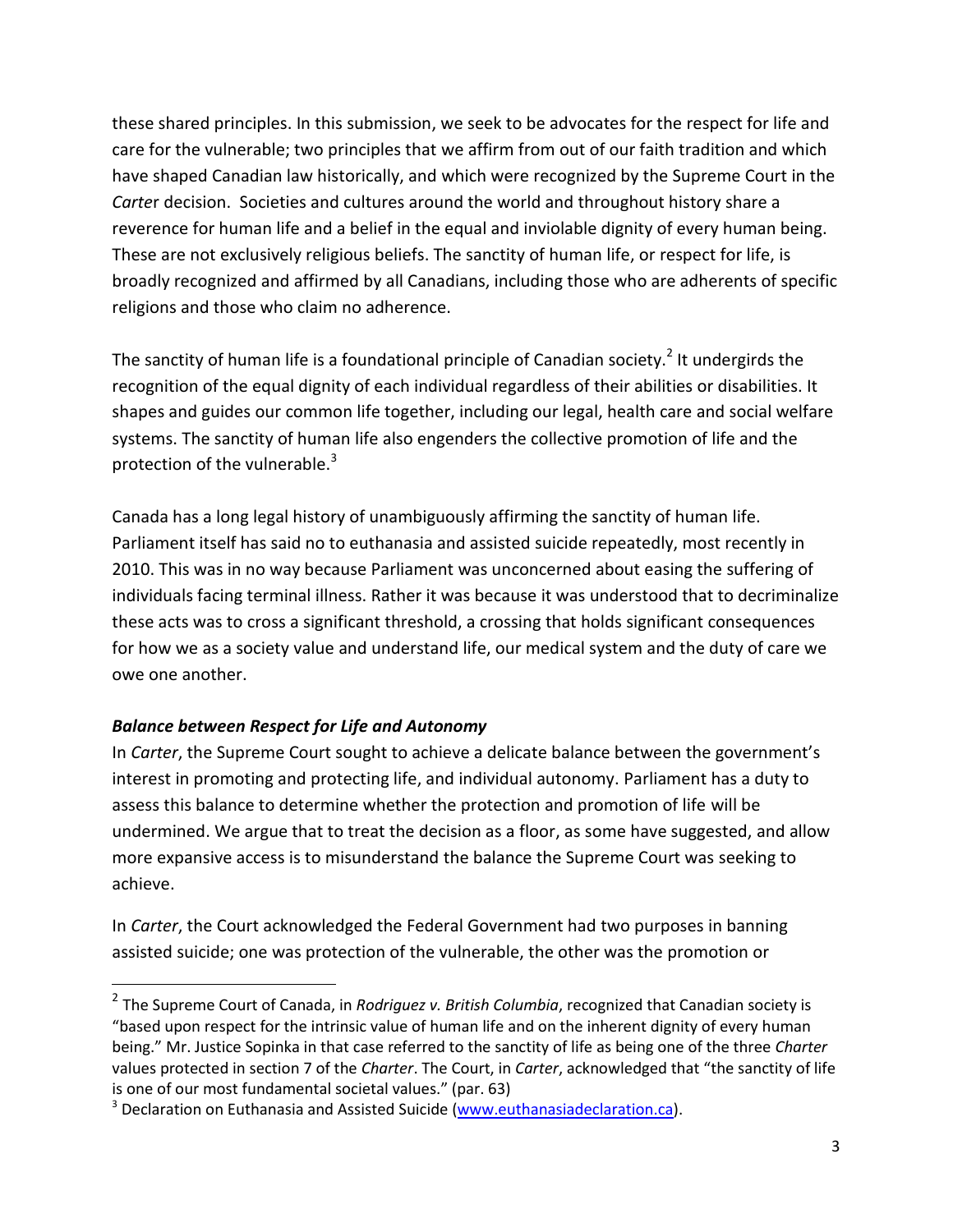these shared principles. In this submission, we seek to be advocates for the respect for life and care for the vulnerable; two principles that we affirm from out of our faith tradition and which have shaped Canadian law historically, and which were recognized by the Supreme Court in the *Carter* decision. Societies and cultures around the world and throughout history share a reverence for human life and a belief in the equal and inviolable dignity of every human being. These are not exclusively religious beliefs. The sanctity of human life, or respect for life, is broadly recognized and affirmed by all Canadians, including those who are adherents of specific religions and those who claim no adherence.

The sanctity of human life is a foundational principle of Canadian society.[2] It undergirds the recognition of the equal dignity of each individual regardless of their abilities or disabilities. It shapes and guides our common life together, including our legal, health care and social welfare systems. The sanctity of human life also engenders the collective promotion of life and the protection of the vulnerable.[3]

Canada has a long legal history of unambiguously affirming the sanctity of human life. Parliament itself has said no to euthanasia and assisted suicide repeatedly, most recently in 2010. This was in no way because Parliament was unconcerned about easing the suffering of individuals facing terminal illness. Rather it was because it was understood that to decriminalize these acts was to cross a significant threshold, a crossing that holds significant consequences for how we as a society value and understand life, our medical system and the duty of care we owe one another.

***Balance between Respect for Life and Autonomy***

In *Carter*, the Supreme Court sought to achieve a delicate balance between the government's interest in promoting and protecting life, and individual autonomy. Parliament has a duty to assess this balance to determine whether the protection and promotion of life will be undermined. We argue that to treat the decision as a floor, as some have suggested, and allow more expansive access is to misunderstand the balance the Supreme Court was seeking to achieve.

In *Carter*, the Court acknowledged the Federal Government had two purposes in banning assisted suicide; one was protection of the vulnerable, the other was the promotion or

---

[2] The Supreme Court of Canada, in *Rodriguez v. British Columbia*, recognized that Canadian society is "based upon respect for the intrinsic value of human life and on the inherent dignity of every human being." Mr. Justice Sopinka in that case referred to the sanctity of life as being one of the three *Charter* values protected in section 7 of the *Charter*. The Court, in *Carter*, acknowledged that "the sanctity of life is one of our most fundamental societal values." (par. 63)

[3] Declaration on Euthanasia and Assisted Suicide (www.euthanasiadeclaration.ca).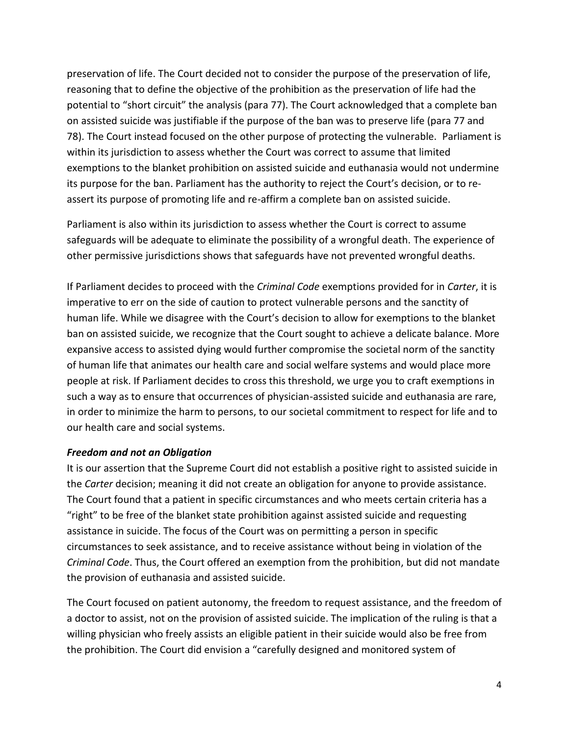preservation of life. The Court decided not to consider the purpose of the preservation of life, reasoning that to define the objective of the prohibition as the preservation of life had the potential to "short circuit" the analysis (para 77). The Court acknowledged that a complete ban on assisted suicide was justifiable if the purpose of the ban was to preserve life (para 77 and 78). The Court instead focused on the other purpose of protecting the vulnerable. Parliament is within its jurisdiction to assess whether the Court was correct to assume that limited exemptions to the blanket prohibition on assisted suicide and euthanasia would not undermine its purpose for the ban. Parliament has the authority to reject the Court's decision, or to re-assert its purpose of promoting life and re-affirm a complete ban on assisted suicide.

Parliament is also within its jurisdiction to assess whether the Court is correct to assume safeguards will be adequate to eliminate the possibility of a wrongful death. The experience of other permissive jurisdictions shows that safeguards have not prevented wrongful deaths.

If Parliament decides to proceed with the *Criminal Code* exemptions provided for in *Carter*, it is imperative to err on the side of caution to protect vulnerable persons and the sanctity of human life. While we disagree with the Court's decision to allow for exemptions to the blanket ban on assisted suicide, we recognize that the Court sought to achieve a delicate balance. More expansive access to assisted dying would further compromise the societal norm of the sanctity of human life that animates our health care and social welfare systems and would place more people at risk. If Parliament decides to cross this threshold, we urge you to craft exemptions in such a way as to ensure that occurrences of physician-assisted suicide and euthanasia are rare, in order to minimize the harm to persons, to our societal commitment to respect for life and to our health care and social systems.

***Freedom and not an Obligation***

It is our assertion that the Supreme Court did not establish a positive right to assisted suicide in the *Carter* decision; meaning it did not create an obligation for anyone to provide assistance. The Court found that a patient in specific circumstances and who meets certain criteria has a "right" to be free of the blanket state prohibition against assisted suicide and requesting assistance in suicide. The focus of the Court was on permitting a person in specific circumstances to seek assistance, and to receive assistance without being in violation of the *Criminal Code*. Thus, the Court offered an exemption from the prohibition, but did not mandate the provision of euthanasia and assisted suicide.

The Court focused on patient autonomy, the freedom to request assistance, and the freedom of a doctor to assist, not on the provision of assisted suicide. The implication of the ruling is that a willing physician who freely assists an eligible patient in their suicide would also be free from the prohibition. The Court did envision a "carefully designed and monitored system of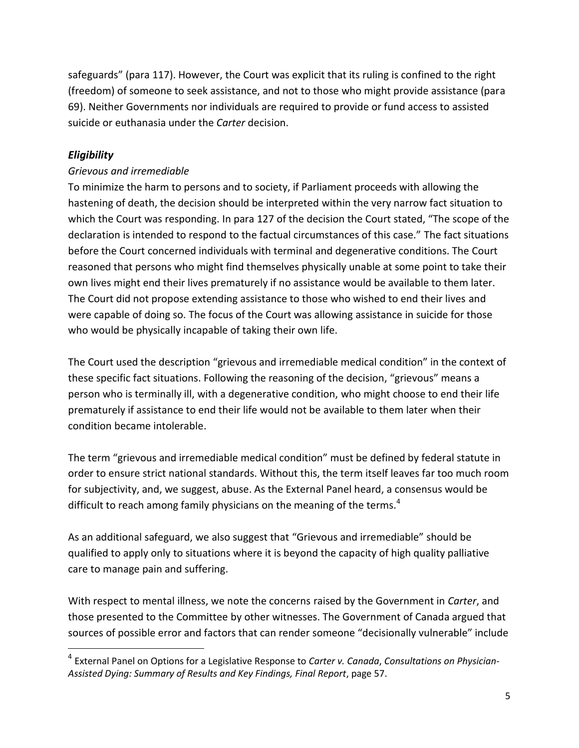safeguards" (para 117). However, the Court was explicit that its ruling is confined to the right (freedom) of someone to seek assistance, and not to those who might provide assistance (para 69). Neither Governments nor individuals are required to provide or fund access to assisted suicide or euthanasia under the *Carter* decision.

### ***Eligibility***

*Grievous and irremediable*

To minimize the harm to persons and to society, if Parliament proceeds with allowing the hastening of death, the decision should be interpreted within the very narrow fact situation to which the Court was responding. In para 127 of the decision the Court stated, "The scope of the declaration is intended to respond to the factual circumstances of this case." The fact situations before the Court concerned individuals with terminal and degenerative conditions. The Court reasoned that persons who might find themselves physically unable at some point to take their own lives might end their lives prematurely if no assistance would be available to them later. The Court did not propose extending assistance to those who wished to end their lives and were capable of doing so. The focus of the Court was allowing assistance in suicide for those who would be physically incapable of taking their own life.

The Court used the description "grievous and irremediable medical condition" in the context of these specific fact situations. Following the reasoning of the decision, "grievous" means a person who is terminally ill, with a degenerative condition, who might choose to end their life prematurely if assistance to end their life would not be available to them later when their condition became intolerable.

The term "grievous and irremediable medical condition" must be defined by federal statute in order to ensure strict national standards. Without this, the term itself leaves far too much room for subjectivity, and, we suggest, abuse. As the External Panel heard, a consensus would be difficult to reach among family physicians on the meaning of the terms.[4]

As an additional safeguard, we also suggest that "Grievous and irremediable" should be qualified to apply only to situations where it is beyond the capacity of high quality palliative care to manage pain and suffering.

With respect to mental illness, we note the concerns raised by the Government in *Carter*, and those presented to the Committee by other witnesses. The Government of Canada argued that sources of possible error and factors that can render someone "decisionally vulnerable" include

---

[4] External Panel on Options for a Legislative Response to *Carter v. Canada*, *Consultations on Physician-Assisted Dying: Summary of Results and Key Findings, Final Report*, page 57.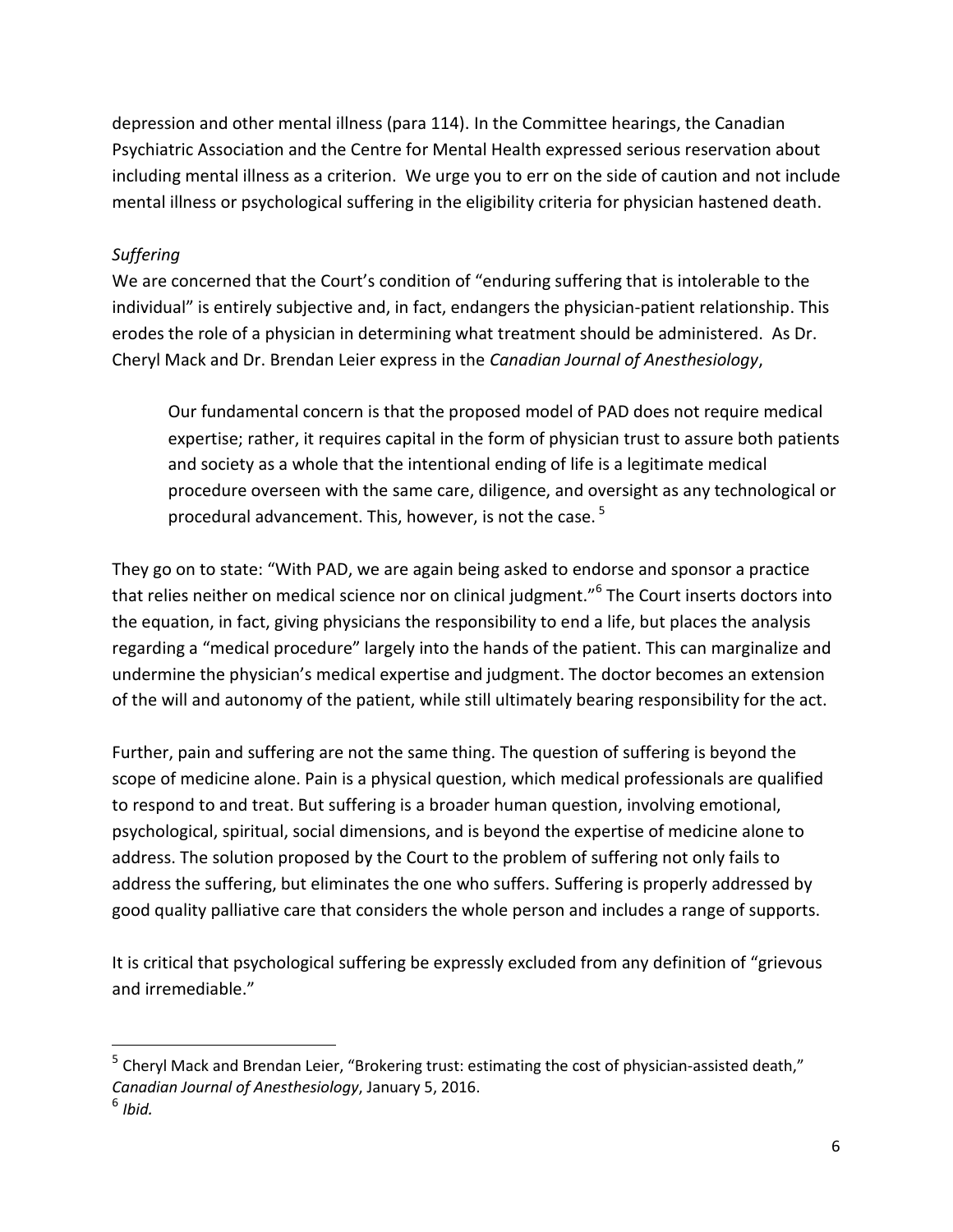depression and other mental illness (para 114). In the Committee hearings, the Canadian Psychiatric Association and the Centre for Mental Health expressed serious reservation about including mental illness as a criterion. We urge you to err on the side of caution and not include mental illness or psychological suffering in the eligibility criteria for physician hastened death.

*Suffering*

We are concerned that the Court's condition of "enduring suffering that is intolerable to the individual" is entirely subjective and, in fact, endangers the physician-patient relationship. This erodes the role of a physician in determining what treatment should be administered. As Dr. Cheryl Mack and Dr. Brendan Leier express in the *Canadian Journal of Anesthesiology*,

> Our fundamental concern is that the proposed model of PAD does not require medical expertise; rather, it requires capital in the form of physician trust to assure both patients and society as a whole that the intentional ending of life is a legitimate medical procedure overseen with the same care, diligence, and oversight as any technological or procedural advancement. This, however, is not the case. [5]

They go on to state: "With PAD, we are again being asked to endorse and sponsor a practice that relies neither on medical science nor on clinical judgment."[6] The Court inserts doctors into the equation, in fact, giving physicians the responsibility to end a life, but places the analysis regarding a "medical procedure" largely into the hands of the patient. This can marginalize and undermine the physician's medical expertise and judgment. The doctor becomes an extension of the will and autonomy of the patient, while still ultimately bearing responsibility for the act.

Further, pain and suffering are not the same thing. The question of suffering is beyond the scope of medicine alone. Pain is a physical question, which medical professionals are qualified to respond to and treat. But suffering is a broader human question, involving emotional, psychological, spiritual, social dimensions, and is beyond the expertise of medicine alone to address. The solution proposed by the Court to the problem of suffering not only fails to address the suffering, but eliminates the one who suffers. Suffering is properly addressed by good quality palliative care that considers the whole person and includes a range of supports.

It is critical that psychological suffering be expressly excluded from any definition of "grievous and irremediable."

---

[5] Cheryl Mack and Brendan Leier, "Brokering trust: estimating the cost of physician-assisted death," *Canadian Journal of Anesthesiology*, January 5, 2016.

[6] *Ibid.*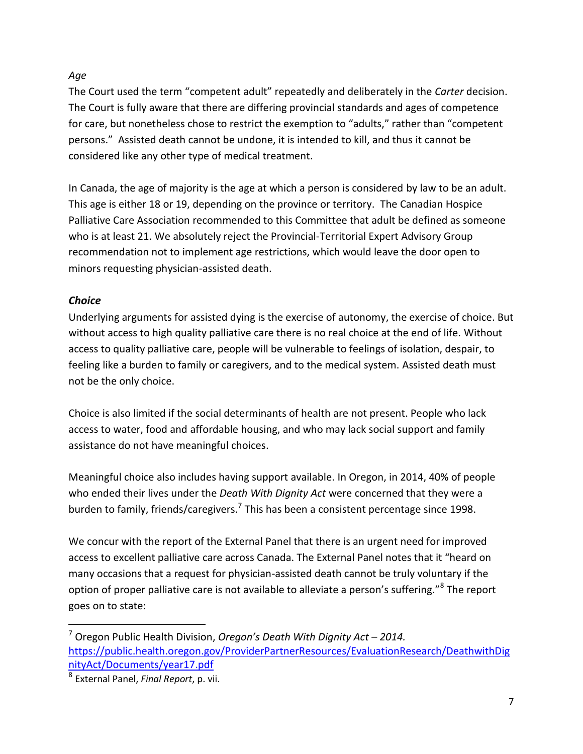*Age*

The Court used the term "competent adult" repeatedly and deliberately in the *Carter* decision. The Court is fully aware that there are differing provincial standards and ages of competence for care, but nonetheless chose to restrict the exemption to "adults," rather than "competent persons." Assisted death cannot be undone, it is intended to kill, and thus it cannot be considered like any other type of medical treatment.

In Canada, the age of majority is the age at which a person is considered by law to be an adult. This age is either 18 or 19, depending on the province or territory. The Canadian Hospice Palliative Care Association recommended to this Committee that adult be defined as someone who is at least 21. We absolutely reject the Provincial-Territorial Expert Advisory Group recommendation not to implement age restrictions, which would leave the door open to minors requesting physician-assisted death.

### ***Choice***

Underlying arguments for assisted dying is the exercise of autonomy, the exercise of choice. But without access to high quality palliative care there is no real choice at the end of life. Without access to quality palliative care, people will be vulnerable to feelings of isolation, despair, to feeling like a burden to family or caregivers, and to the medical system. Assisted death must not be the only choice.

Choice is also limited if the social determinants of health are not present. People who lack access to water, food and affordable housing, and who may lack social support and family assistance do not have meaningful choices.

Meaningful choice also includes having support available. In Oregon, in 2014, 40% of people who ended their lives under the *Death With Dignity Act* were concerned that they were a burden to family, friends/caregivers.[7] This has been a consistent percentage since 1998.

We concur with the report of the External Panel that there is an urgent need for improved access to excellent palliative care across Canada. The External Panel notes that it "heard on many occasions that a request for physician-assisted death cannot be truly voluntary if the option of proper palliative care is not available to alleviate a person's suffering."[8] The report goes on to state:

---

[7] Oregon Public Health Division, *Oregon's Death With Dignity Act – 2014.* https://public.health.oregon.gov/ProviderPartnerResources/EvaluationResearch/DeathwithDignityAct/Documents/year17.pdf

[8] External Panel, *Final Report*, p. vii.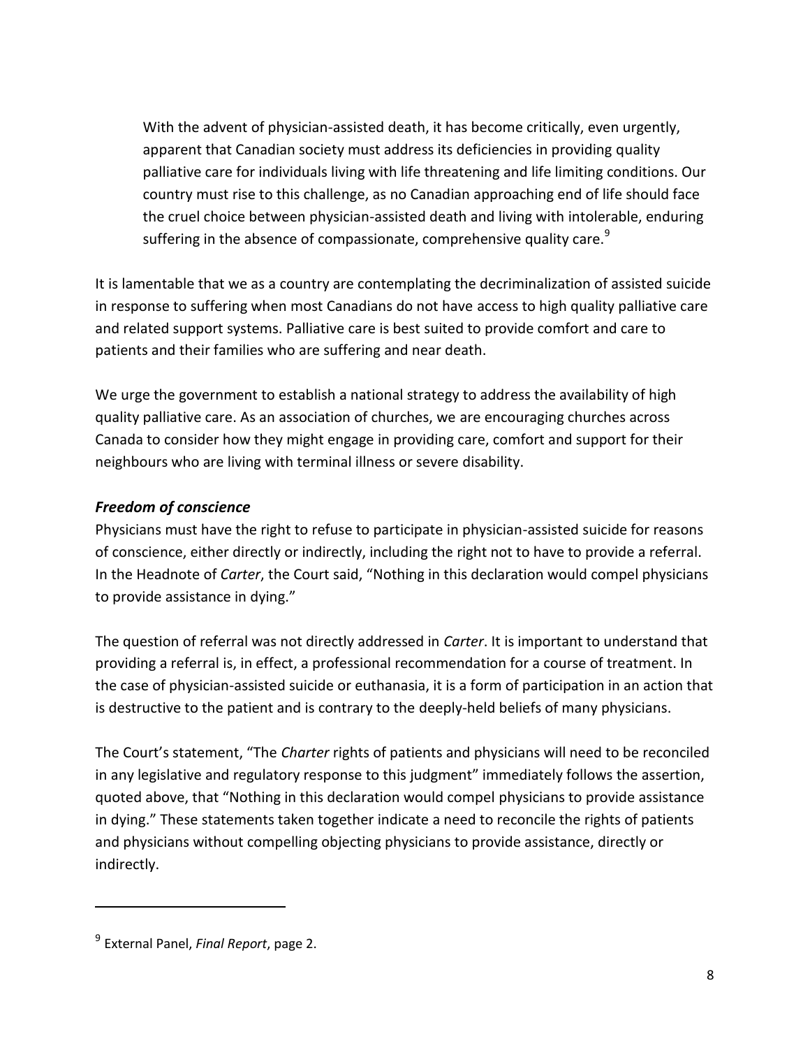> With the advent of physician-assisted death, it has become critically, even urgently, apparent that Canadian society must address its deficiencies in providing quality palliative care for individuals living with life threatening and life limiting conditions. Our country must rise to this challenge, as no Canadian approaching end of life should face the cruel choice between physician-assisted death and living with intolerable, enduring suffering in the absence of compassionate, comprehensive quality care.[9]

It is lamentable that we as a country are contemplating the decriminalization of assisted suicide in response to suffering when most Canadians do not have access to high quality palliative care and related support systems. Palliative care is best suited to provide comfort and care to patients and their families who are suffering and near death.

We urge the government to establish a national strategy to address the availability of high quality palliative care. As an association of churches, we are encouraging churches across Canada to consider how they might engage in providing care, comfort and support for their neighbours who are living with terminal illness or severe disability.

### *Freedom of conscience*

Physicians must have the right to refuse to participate in physician-assisted suicide for reasons of conscience, either directly or indirectly, including the right not to have to provide a referral. In the Headnote of *Carter*, the Court said, "Nothing in this declaration would compel physicians to provide assistance in dying."

The question of referral was not directly addressed in *Carter*. It is important to understand that providing a referral is, in effect, a professional recommendation for a course of treatment. In the case of physician-assisted suicide or euthanasia, it is a form of participation in an action that is destructive to the patient and is contrary to the deeply-held beliefs of many physicians.

The Court's statement, "The *Charter* rights of patients and physicians will need to be reconciled in any legislative and regulatory response to this judgment" immediately follows the assertion, quoted above, that "Nothing in this declaration would compel physicians to provide assistance in dying." These statements taken together indicate a need to reconcile the rights of patients and physicians without compelling objecting physicians to provide assistance, directly or indirectly.

---

[9] External Panel, *Final Report*, page 2.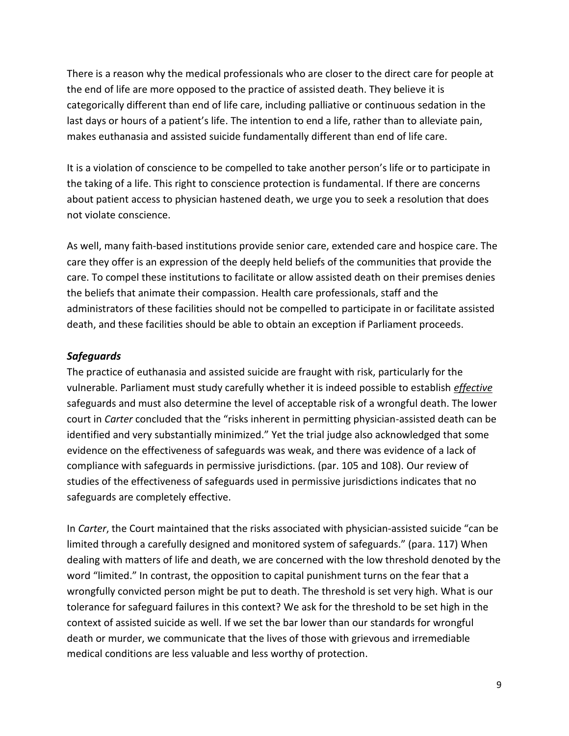There is a reason why the medical professionals who are closer to the direct care for people at the end of life are more opposed to the practice of assisted death. They believe it is categorically different than end of life care, including palliative or continuous sedation in the last days or hours of a patient's life. The intention to end a life, rather than to alleviate pain, makes euthanasia and assisted suicide fundamentally different than end of life care.

It is a violation of conscience to be compelled to take another person's life or to participate in the taking of a life. This right to conscience protection is fundamental. If there are concerns about patient access to physician hastened death, we urge you to seek a resolution that does not violate conscience.

As well, many faith-based institutions provide senior care, extended care and hospice care. The care they offer is an expression of the deeply held beliefs of the communities that provide the care. To compel these institutions to facilitate or allow assisted death on their premises denies the beliefs that animate their compassion. Health care professionals, staff and the administrators of these facilities should not be compelled to participate in or facilitate assisted death, and these facilities should be able to obtain an exception if Parliament proceeds.

### ***Safeguards***

The practice of euthanasia and assisted suicide are fraught with risk, particularly for the vulnerable. Parliament must study carefully whether it is indeed possible to establish ***effective*** safeguards and must also determine the level of acceptable risk of a wrongful death. The lower court in *Carter* concluded that the "risks inherent in permitting physician-assisted death can be identified and very substantially minimized." Yet the trial judge also acknowledged that some evidence on the effectiveness of safeguards was weak, and there was evidence of a lack of compliance with safeguards in permissive jurisdictions. (par. 105 and 108). Our review of studies of the effectiveness of safeguards used in permissive jurisdictions indicates that no safeguards are completely effective.

In *Carter*, the Court maintained that the risks associated with physician-assisted suicide "can be limited through a carefully designed and monitored system of safeguards." (para. 117) When dealing with matters of life and death, we are concerned with the low threshold denoted by the word "limited." In contrast, the opposition to capital punishment turns on the fear that a wrongfully convicted person might be put to death. The threshold is set very high. What is our tolerance for safeguard failures in this context? We ask for the threshold to be set high in the context of assisted suicide as well. If we set the bar lower than our standards for wrongful death or murder, we communicate that the lives of those with grievous and irremediable medical conditions are less valuable and less worthy of protection.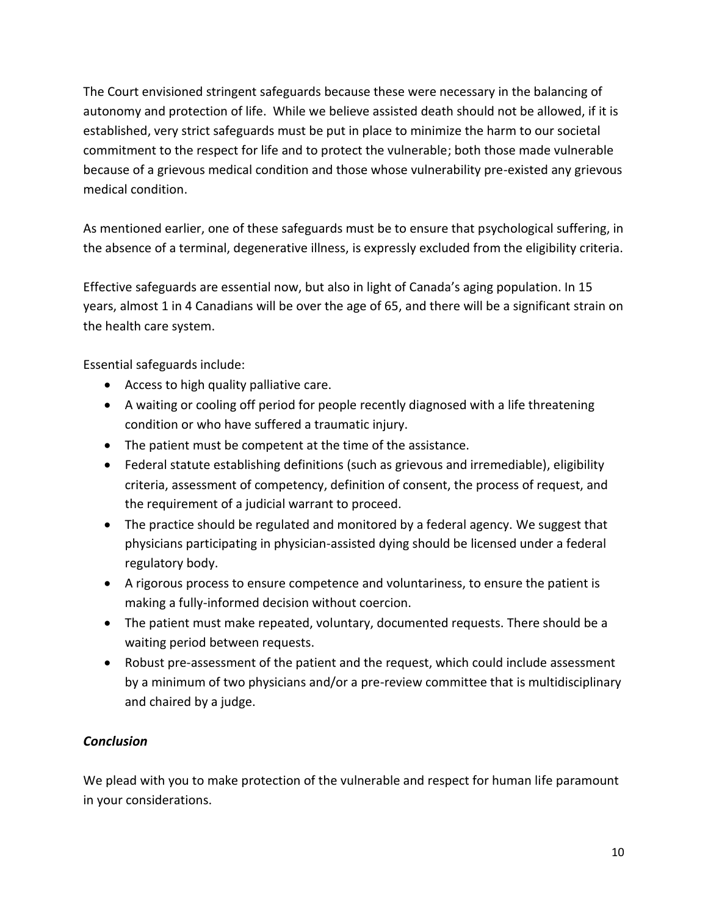The Court envisioned stringent safeguards because these were necessary in the balancing of autonomy and protection of life. While we believe assisted death should not be allowed, if it is established, very strict safeguards must be put in place to minimize the harm to our societal commitment to the respect for life and to protect the vulnerable; both those made vulnerable because of a grievous medical condition and those whose vulnerability pre-existed any grievous medical condition.

As mentioned earlier, one of these safeguards must be to ensure that psychological suffering, in the absence of a terminal, degenerative illness, is expressly excluded from the eligibility criteria.

Effective safeguards are essential now, but also in light of Canada's aging population. In 15 years, almost 1 in 4 Canadians will be over the age of 65, and there will be a significant strain on the health care system.

Essential safeguards include:

- Access to high quality palliative care.
- A waiting or cooling off period for people recently diagnosed with a life threatening condition or who have suffered a traumatic injury.
- The patient must be competent at the time of the assistance.
- Federal statute establishing definitions (such as grievous and irremediable), eligibility criteria, assessment of competency, definition of consent, the process of request, and the requirement of a judicial warrant to proceed.
- The practice should be regulated and monitored by a federal agency. We suggest that physicians participating in physician-assisted dying should be licensed under a federal regulatory body.
- A rigorous process to ensure competence and voluntariness, to ensure the patient is making a fully-informed decision without coercion.
- The patient must make repeated, voluntary, documented requests. There should be a waiting period between requests.
- Robust pre-assessment of the patient and the request, which could include assessment by a minimum of two physicians and/or a pre-review committee that is multidisciplinary and chaired by a judge.

### ***Conclusion***

We plead with you to make protection of the vulnerable and respect for human life paramount in your considerations.